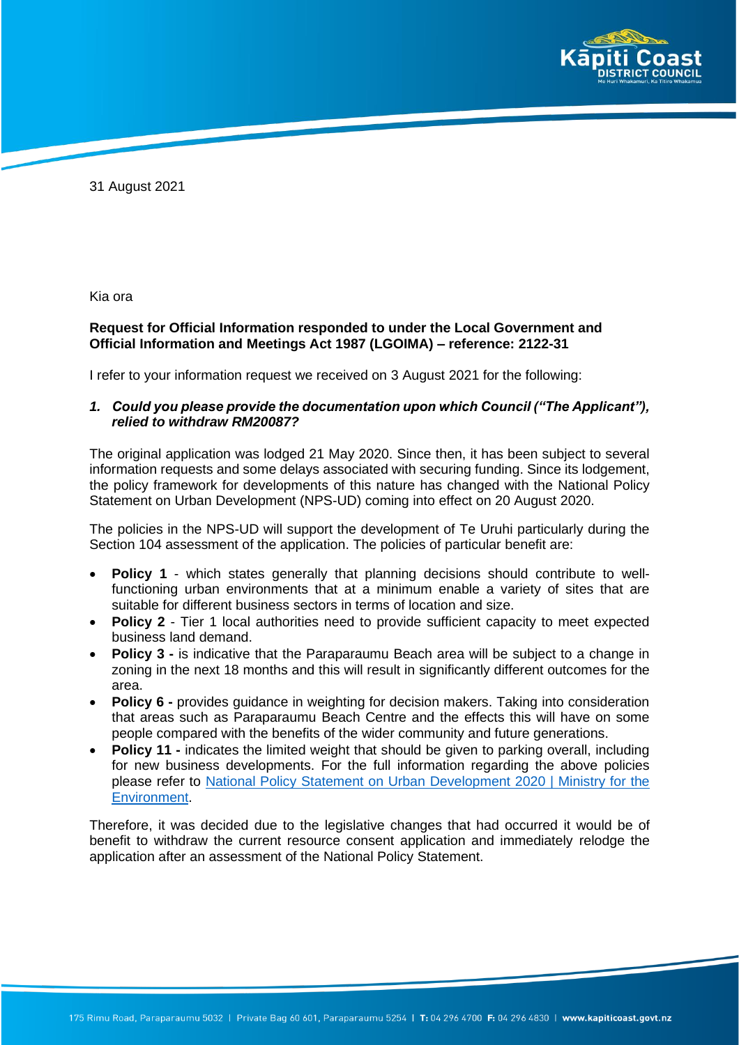31 August 2021

Kia ora

**Request for Official Information responded to under the Local Government and Official Information and Meetings Act 1987 (LGOIMA) – reference: 2122-31**

I refer to your information request we received on 3 August 2021 for the following:

***1. Could you please provide the documentation upon which Council ("The Applicant"), relied to withdraw RM20087?***

The original application was lodged 21 May 2020. Since then, it has been subject to several information requests and some delays associated with securing funding. Since its lodgement, the policy framework for developments of this nature has changed with the National Policy Statement on Urban Development (NPS-UD) coming into effect on 20 August 2020.

The policies in the NPS-UD will support the development of Te Uruhi particularly during the Section 104 assessment of the application. The policies of particular benefit are:

- **Policy 1** - which states generally that planning decisions should contribute to well-functioning urban environments that at a minimum enable a variety of sites that are suitable for different business sectors in terms of location and size.
- **Policy 2** - Tier 1 local authorities need to provide sufficient capacity to meet expected business land demand.
- **Policy 3 -** is indicative that the Paraparaumu Beach area will be subject to a change in zoning in the next 18 months and this will result in significantly different outcomes for the area.
- **Policy 6 -** provides guidance in weighting for decision makers. Taking into consideration that areas such as Paraparaumu Beach Centre and the effects this will have on some people compared with the benefits of the wider community and future generations.
- **Policy 11 -** indicates the limited weight that should be given to parking overall, including for new business developments. For the full information regarding the above policies please refer to National Policy Statement on Urban Development 2020 | Ministry for the Environment.

Therefore, it was decided due to the legislative changes that had occurred it would be of benefit to withdraw the current resource consent application and immediately relodge the application after an assessment of the National Policy Statement.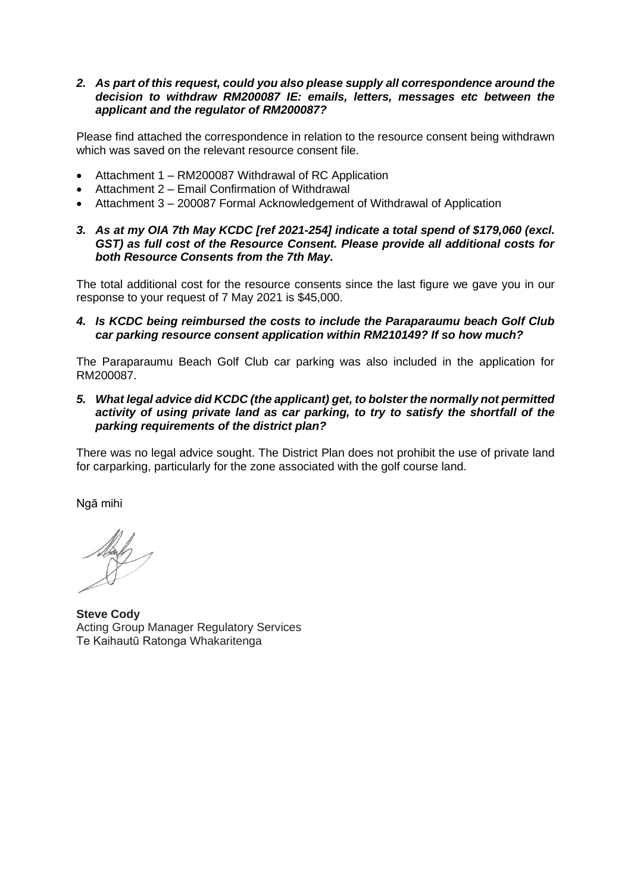2. ***As part of this request, could you also please supply all correspondence around the decision to withdraw RM200087 IE: emails, letters, messages etc between the applicant and the regulator of RM200087?***

Please find attached the correspondence in relation to the resource consent being withdrawn which was saved on the relevant resource consent file.

- Attachment 1 – RM200087 Withdrawal of RC Application
- Attachment 2 – Email Confirmation of Withdrawal
- Attachment 3 – 200087 Formal Acknowledgement of Withdrawal of Application

3. ***As at my OIA 7th May KCDC [ref 2021-254] indicate a total spend of $179,060 (excl. GST) as full cost of the Resource Consent. Please provide all additional costs for both Resource Consents from the 7th May.***

The total additional cost for the resource consents since the last figure we gave you in our response to your request of 7 May 2021 is $45,000.

4. ***Is KCDC being reimbursed the costs to include the Paraparaumu beach Golf Club car parking resource consent application within RM210149? If so how much?***

The Paraparaumu Beach Golf Club car parking was also included in the application for RM200087.

5. ***What legal advice did KCDC (the applicant) get, to bolster the normally not permitted activity of using private land as car parking, to try to satisfy the shortfall of the parking requirements of the district plan?***

There was no legal advice sought. The District Plan does not prohibit the use of private land for carparking, particularly for the zone associated with the golf course land.

Ngā mihi

**Steve Cody**
Acting Group Manager Regulatory Services
Te Kaihautū Ratonga Whakaritenga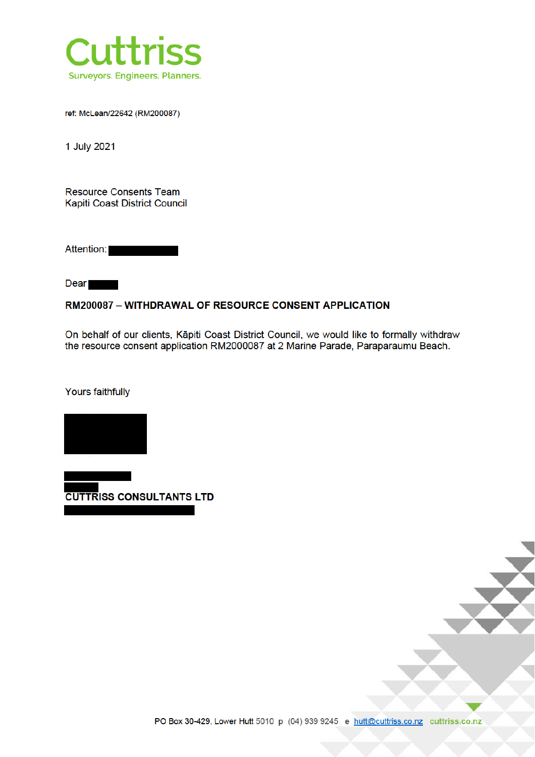# Cuttriss

Surveyors. Engineers. Planners.

ref: McLean/22642 (RM200087)

1 July 2021

Resource Consents Team
Kapiti Coast District Council

Attention:

Dear

**RM200087 – WITHDRAWAL OF RESOURCE CONSENT APPLICATION**

On behalf of our clients, Kāpiti Coast District Council, we would like to formally withdraw the resource consent application RM2000087 at 2 Marine Parade, Paraparaumu Beach.

Yours faithfully

**CUTTRISS CONSULTANTS LTD**

PO Box 30-429, Lower Hutt 5010 p (04) 939 9245 e hutt@cuttriss.co.nz cuttriss.co.nz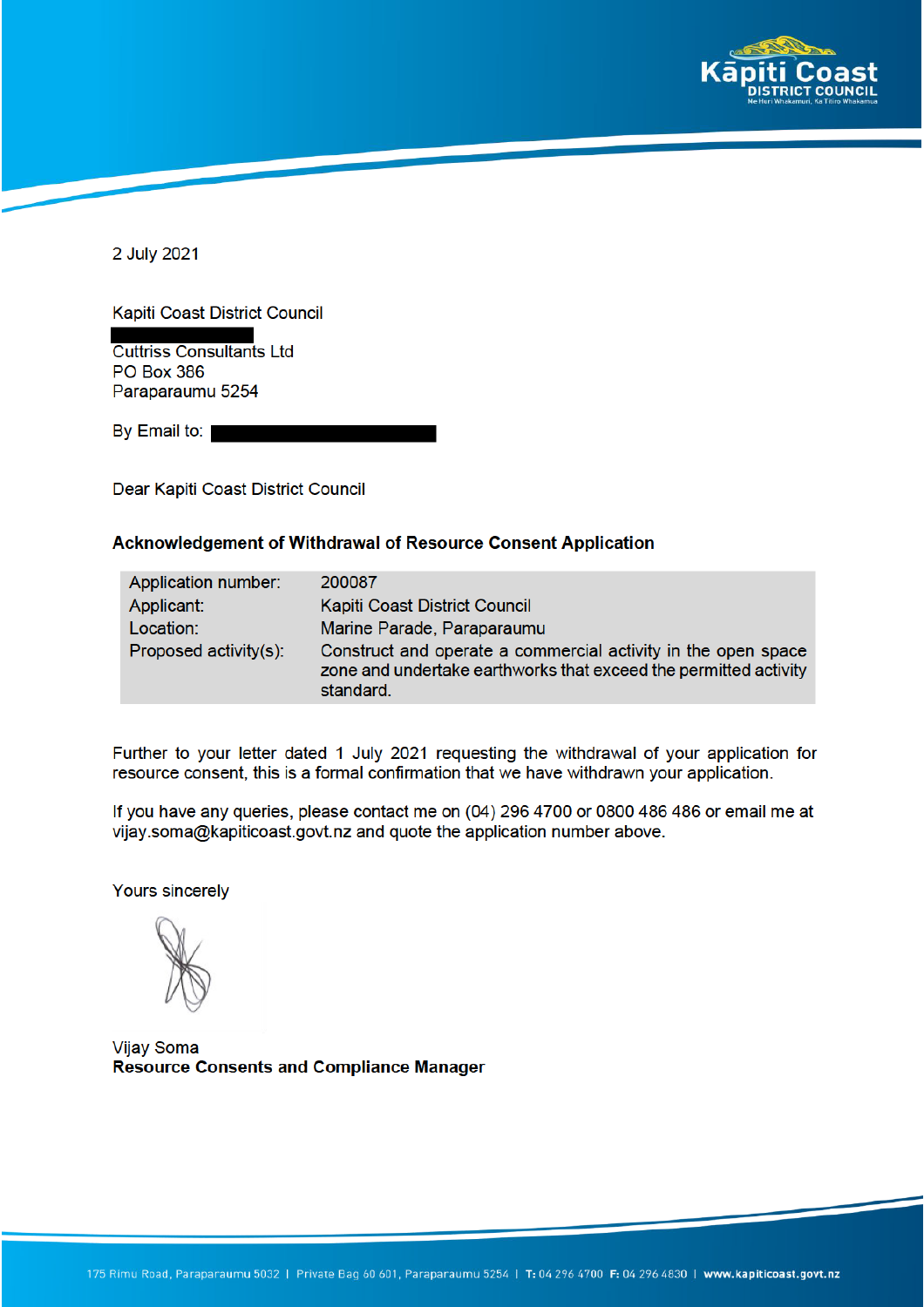2 July 2021

Kapiti Coast District Council

Cuttriss Consultants Ltd
PO Box 386
Paraparaumu 5254

By Email to:

Dear Kapiti Coast District Council

**Acknowledgement of Withdrawal of Resource Consent Application**

| | |
|---|---|
| Application number: | 200087 |
| Applicant: | Kapiti Coast District Council |
| Location: | Marine Parade, Paraparaumu |
| Proposed activity(s): | Construct and operate a commercial activity in the open space zone and undertake earthworks that exceed the permitted activity standard. |

Further to your letter dated 1 July 2021 requesting the withdrawal of your application for resource consent, this is a formal confirmation that we have withdrawn your application.

If you have any queries, please contact me on (04) 296 4700 or 0800 486 486 or email me at vijay.soma@kapiticoast.govt.nz and quote the application number above.

Yours sincerely

Vijay Soma
**Resource Consents and Compliance Manager**